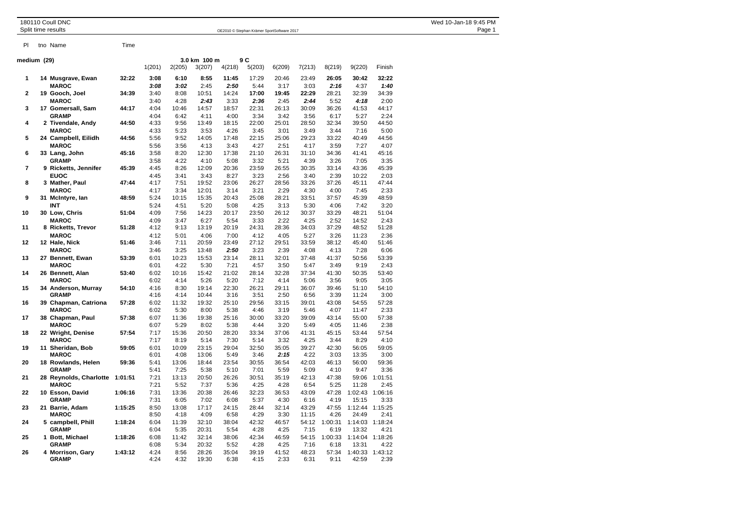180110 Coull DNC
Split time results

OE2010 © Stephan Krämer SportSoftware 2017

Wed 10-Jan-18 9:45 PM

**medium (29)** 3.0 km 100 m 9 C

| Pl | tno | Name | Time | 1(201) | 2(205) | 3(207) | 4(218) | 5(203) | 6(209) | 7(213) | 8(219) | 9(220) | Finish |
|---|---|---|---|---|---|---|---|---|---|---|---|---|---|
| **1** | **14** | **Musgrave, Ewan** | **32:22** | **3:08** | **6:10** | **8:55** | **11:45** | 17:29 | 20:46 | 23:49 | **26:05** | **30:42** | **32:22** |
| | | **MAROC** | | ***3:08*** | ***3:02*** | 2:45 | ***2:50*** | 5:44 | 3:17 | 3:03 | ***2:16*** | 4:37 | ***1:40*** |
| **2** | **19** | **Gooch, Joel** | **34:39** | 3:40 | 8:08 | 10:51 | 14:24 | **17:00** | **19:45** | **22:29** | 28:21 | 32:39 | 34:39 |
| | | **MAROC** | | 3:40 | 4:28 | ***2:43*** | 3:33 | ***2:36*** | 2:45 | ***2:44*** | 5:52 | ***4:18*** | 2:00 |
| **3** | **17** | **Gomersall, Sam** | **44:17** | 4:04 | 10:46 | 14:57 | 18:57 | 22:31 | 26:13 | 30:09 | 36:26 | 41:53 | 44:17 |
| | | **GRAMP** | | 4:04 | 6:42 | 4:11 | 4:00 | 3:34 | 3:42 | 3:56 | 6:17 | 5:27 | 2:24 |
| **4** | **2** | **Tivendale, Andy** | **44:50** | 4:33 | 9:56 | 13:49 | 18:15 | 22:00 | 25:01 | 28:50 | 32:34 | 39:50 | 44:50 |
| | | **MAROC** | | 4:33 | 5:23 | 3:53 | 4:26 | 3:45 | 3:01 | 3:49 | 3:44 | 7:16 | 5:00 |
| **5** | **24** | **Campbell, Eilidh** | **44:56** | 5:56 | 9:52 | 14:05 | 17:48 | 22:15 | 25:06 | 29:23 | 33:22 | 40:49 | 44:56 |
| | | **MAROC** | | 5:56 | 3:56 | 4:13 | 3:43 | 4:27 | 2:51 | 4:17 | 3:59 | 7:27 | 4:07 |
| **6** | **33** | **Lang, John** | **45:16** | 3:58 | 8:20 | 12:30 | 17:38 | 21:10 | 26:31 | 31:10 | 34:36 | 41:41 | 45:16 |
| | | **GRAMP** | | 3:58 | 4:22 | 4:10 | 5:08 | 3:32 | 5:21 | 4:39 | 3:26 | 7:05 | 3:35 |
| **7** | **9** | **Ricketts, Jennifer** | **45:39** | 4:45 | 8:26 | 12:09 | 20:36 | 23:59 | 26:55 | 30:35 | 33:14 | 43:36 | 45:39 |
| | | **EUOC** | | 4:45 | 3:41 | 3:43 | 8:27 | 3:23 | 2:56 | 3:40 | 2:39 | 10:22 | 2:03 |
| **8** | **3** | **Mather, Paul** | **47:44** | 4:17 | 7:51 | 19:52 | 23:06 | 26:27 | 28:56 | 33:26 | 37:26 | 45:11 | 47:44 |
| | | **MAROC** | | 4:17 | 3:34 | 12:01 | 3:14 | 3:21 | 2:29 | 4:30 | 4:00 | 7:45 | 2:33 |
| **9** | **31** | **McIntyre, Ian** | **48:59** | 5:24 | 10:15 | 15:35 | 20:43 | 25:08 | 28:21 | 33:51 | 37:57 | 45:39 | 48:59 |
| | | **INT** | | 5:24 | 4:51 | 5:20 | 5:08 | 4:25 | 3:13 | 5:30 | 4:06 | 7:42 | 3:20 |
| **10** | **30** | **Low, Chris** | **51:04** | 4:09 | 7:56 | 14:23 | 20:17 | 23:50 | 26:12 | 30:37 | 33:29 | 48:21 | 51:04 |
| | | **MAROC** | | 4:09 | 3:47 | 6:27 | 5:54 | 3:33 | 2:22 | 4:25 | 2:52 | 14:52 | 2:43 |
| **11** | **8** | **Ricketts, Trevor** | **51:28** | 4:12 | 9:13 | 13:19 | 20:19 | 24:31 | 28:36 | 34:03 | 37:29 | 48:52 | 51:28 |
| | | **MAROC** | | 4:12 | 5:01 | 4:06 | 7:00 | 4:12 | 4:05 | 5:27 | 3:26 | 11:23 | 2:36 |
| **12** | **12** | **Hale, Nick** | **51:46** | 3:46 | 7:11 | 20:59 | 23:49 | 27:12 | 29:51 | 33:59 | 38:12 | 45:40 | 51:46 |
| | | **MAROC** | | 3:46 | 3:25 | 13:48 | ***2:50*** | 3:23 | 2:39 | 4:08 | 4:13 | 7:28 | 6:06 |
| **13** | **27** | **Bennett, Ewan** | **53:39** | 6:01 | 10:23 | 15:53 | 23:14 | 28:11 | 32:01 | 37:48 | 41:37 | 50:56 | 53:39 |
| | | **MAROC** | | 6:01 | 4:22 | 5:30 | 7:21 | 4:57 | 3:50 | 5:47 | 3:49 | 9:19 | 2:43 |
| **14** | **26** | **Bennett, Alan** | **53:40** | 6:02 | 10:16 | 15:42 | 21:02 | 28:14 | 32:28 | 37:34 | 41:30 | 50:35 | 53:40 |
| | | **MAROC** | | 6:02 | 4:14 | 5:26 | 5:20 | 7:12 | 4:14 | 5:06 | 3:56 | 9:05 | 3:05 |
| **15** | **34** | **Anderson, Murray** | **54:10** | 4:16 | 8:30 | 19:14 | 22:30 | 26:21 | 29:11 | 36:07 | 39:46 | 51:10 | 54:10 |
| | | **GRAMP** | | 4:16 | 4:14 | 10:44 | 3:16 | 3:51 | 2:50 | 6:56 | 3:39 | 11:24 | 3:00 |
| **16** | **39** | **Chapman, Catriona** | **57:28** | 6:02 | 11:32 | 19:32 | 25:10 | 29:56 | 33:15 | 39:01 | 43:08 | 54:55 | 57:28 |
| | | **MAROC** | | 6:02 | 5:30 | 8:00 | 5:38 | 4:46 | 3:19 | 5:46 | 4:07 | 11:47 | 2:33 |
| **17** | **38** | **Chapman, Paul** | **57:38** | 6:07 | 11:36 | 19:38 | 25:16 | 30:00 | 33:20 | 39:09 | 43:14 | 55:00 | 57:38 |
| | | **MAROC** | | 6:07 | 5:29 | 8:02 | 5:38 | 4:44 | 3:20 | 5:49 | 4:05 | 11:46 | 2:38 |
| **18** | **22** | **Wright, Denise** | **57:54** | 7:17 | 15:36 | 20:50 | 28:20 | 33:34 | 37:06 | 41:31 | 45:15 | 53:44 | 57:54 |
| | | **MAROC** | | 7:17 | 8:19 | 5:14 | 7:30 | 5:14 | 3:32 | 4:25 | 3:44 | 8:29 | 4:10 |
| **19** | **11** | **Sheridan, Bob** | **59:05** | 6:01 | 10:09 | 23:15 | 29:04 | 32:50 | 35:05 | 39:27 | 42:30 | 56:05 | 59:05 |
| | | **MAROC** | | 6:01 | 4:08 | 13:06 | 5:49 | 3:46 | ***2:15*** | 4:22 | 3:03 | 13:35 | 3:00 |
| **20** | **18** | **Rowlands, Helen** | **59:36** | 5:41 | 13:06 | 18:44 | 23:54 | 30:55 | 36:54 | 42:03 | 46:13 | 56:00 | 59:36 |
| | | **GRAMP** | | 5:41 | 7:25 | 5:38 | 5:10 | 7:01 | 5:59 | 5:09 | 4:10 | 9:47 | 3:36 |
| **21** | **28** | **Reynolds, Charlotte** | **1:01:51** | 7:21 | 13:13 | 20:50 | 26:26 | 30:51 | 35:19 | 42:13 | 47:38 | 59:06 | 1:01:51 |
| | | **MAROC** | | 7:21 | 5:52 | 7:37 | 5:36 | 4:25 | 4:28 | 6:54 | 5:25 | 11:28 | 2:45 |
| **22** | **10** | **Esson, David** | **1:06:16** | 7:31 | 13:36 | 20:38 | 26:46 | 32:23 | 36:53 | 43:09 | 47:28 | 1:02:43 | 1:06:16 |
| | | **GRAMP** | | 7:31 | 6:05 | 7:02 | 6:08 | 5:37 | 4:30 | 6:16 | 4:19 | 15:15 | 3:33 |
| **23** | **21** | **Barrie, Adam** | **1:15:25** | 8:50 | 13:08 | 17:17 | 24:15 | 28:44 | 32:14 | 43:29 | 47:55 | 1:12:44 | 1:15:25 |
| | | **MAROC** | | 8:50 | 4:18 | 4:09 | 6:58 | 4:29 | 3:30 | 11:15 | 4:26 | 24:49 | 2:41 |
| **24** | **5** | **campbell, Phill** | **1:18:24** | 6:04 | 11:39 | 32:10 | 38:04 | 42:32 | 46:57 | 54:12 | 1:00:31 | 1:14:03 | 1:18:24 |
| | | **GRAMP** | | 6:04 | 5:35 | 20:31 | 5:54 | 4:28 | 4:25 | 7:15 | 6:19 | 13:32 | 4:21 |
| **25** | **1** | **Bott, Michael** | **1:18:26** | 6:08 | 11:42 | 32:14 | 38:06 | 42:34 | 46:59 | 54:15 | 1:00:33 | 1:14:04 | 1:18:26 |
| | | **GRAMP** | | 6:08 | 5:34 | 20:32 | 5:52 | 4:28 | 4:25 | 7:16 | 6:18 | 13:31 | 4:22 |
| **26** | **4** | **Morrison, Gary** | **1:43:12** | 4:24 | 8:56 | 28:26 | 35:04 | 39:19 | 41:52 | 48:23 | 57:34 | 1:40:33 | 1:43:12 |
| | | **GRAMP** | | 4:24 | 4:32 | 19:30 | 6:38 | 4:15 | 2:33 | 6:31 | 9:11 | 42:59 | 2:39 |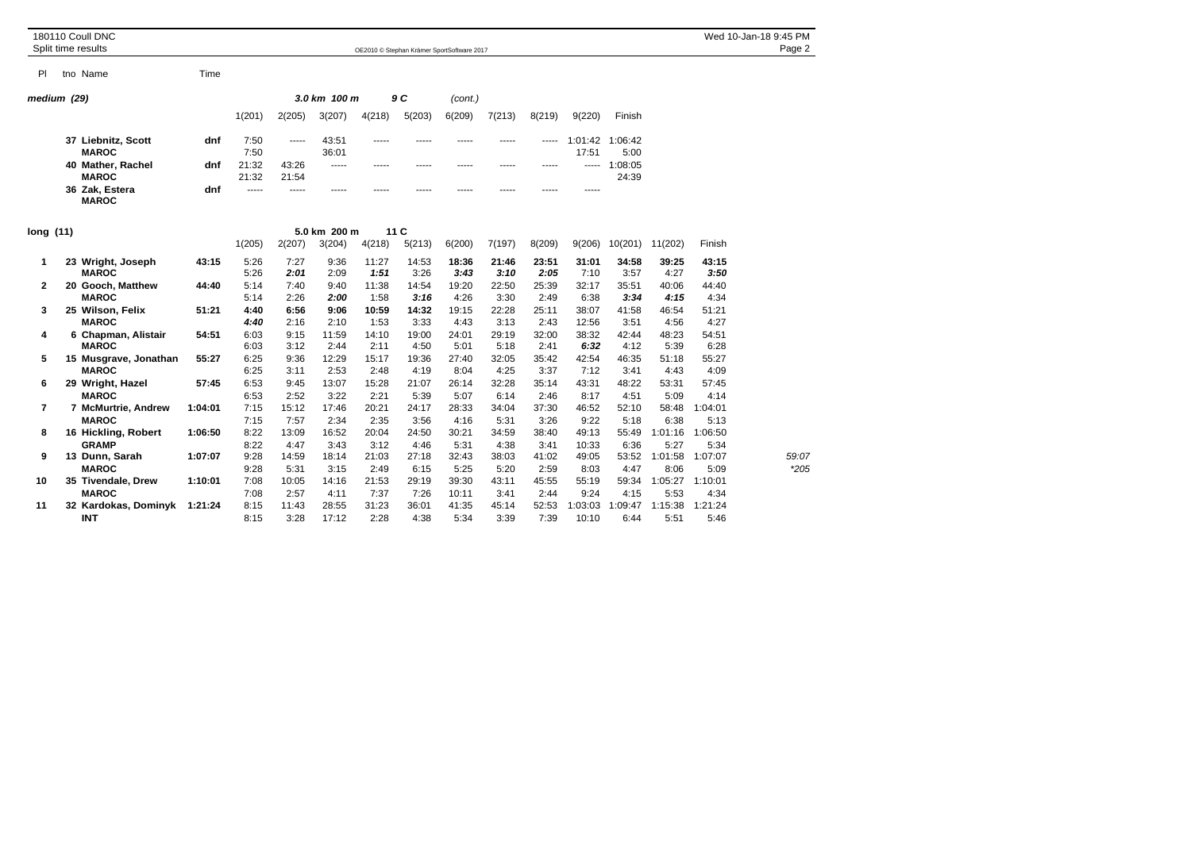180110 Coull DNC
Split time results

OE2010 © Stephan Krämer SportSoftware 2017

Wed 10-Jan-18 9:45 PM

| Pl | tno Name | Time | | | | | | | | | | | |
|---|---|---|---|---|---|---|---|---|---|---|---|---|---|
| **medium (29)** | | | | | ***3.0 km 100 m*** | | ***9 C*** | ***(cont.)*** | | | | | |
| | | | 1(201) | 2(205) | 3(207) | 4(218) | 5(203) | 6(209) | 7(213) | 8(219) | 9(220) | Finish | |
| | **37 Liebnitz, Scott** | **dnf** | 7:50 | ----- | 43:51 | ----- | ----- | ----- | ----- | ----- | 1:01:42 | 1:06:42 | |
| | **MAROC** | | 7:50 | | 36:01 | | | | | | 17:51 | 5:00 | |
| | **40 Mather, Rachel** | **dnf** | 21:32 | 43:26 | ----- | ----- | ----- | ----- | ----- | ----- | ----- | 1:08:05 | |
| | **MAROC** | | 21:32 | 21:54 | | | | | | | | 24:39 | |
| | **36 Zak, Estera** | **dnf** | ----- | ----- | ----- | ----- | ----- | ----- | ----- | ----- | ----- | | |
| | **MAROC** | | | | | | | | | | | | |

| Pl | tno Name | Time | | | | | | | | | | | | | |
|---|---|---|---|---|---|---|---|---|---|---|---|---|---|---|---|
| **long (11)** | | | | | **5.0 km 200 m** | | **11 C** | | | | | | | | |
| | | | 1(205) | 2(207) | 3(204) | 4(218) | 5(213) | 6(200) | 7(197) | 8(209) | 9(206) | 10(201) | 11(202) | Finish | |
| **1** | **23 Wright, Joseph** | **43:15** | 5:26 | 7:27 | 9:36 | 11:27 | 14:53 | **18:36** | **21:46** | **23:51** | **31:01** | **34:58** | **39:25** | **43:15** | |
| | **MAROC** | | 5:26 | ***2:01*** | 2:09 | ***1:51*** | 3:26 | ***3:43*** | ***3:10*** | ***2:05*** | 7:10 | 3:57 | 4:27 | ***3:50*** | |
| **2** | **20 Gooch, Matthew** | **44:40** | 5:14 | 7:40 | 9:40 | 11:38 | 14:54 | 19:20 | 22:50 | 25:39 | 32:17 | 35:51 | 40:06 | 44:40 | |
| | **MAROC** | | 5:14 | 2:26 | ***2:00*** | 1:58 | ***3:16*** | 4:26 | 3:30 | 2:49 | 6:38 | ***3:34*** | ***4:15*** | 4:34 | |
| **3** | **25 Wilson, Felix** | **51:21** | **4:40** | **6:56** | **9:06** | **10:59** | **14:32** | 19:15 | 22:28 | 25:11 | 38:07 | 41:58 | 46:54 | 51:21 | |
| | **MAROC** | | ***4:40*** | 2:16 | 2:10 | 1:53 | 3:33 | 4:43 | 3:13 | 2:43 | 12:56 | 3:51 | 4:56 | 4:27 | |
| **4** | **6 Chapman, Alistair** | **54:51** | 6:03 | 9:15 | 11:59 | 14:10 | 19:00 | 24:01 | 29:19 | 32:00 | 38:32 | 42:44 | 48:23 | 54:51 | |
| | **MAROC** | | 6:03 | 3:12 | 2:44 | 2:11 | 4:50 | 5:01 | 5:18 | 2:41 | ***6:32*** | 4:12 | 5:39 | 6:28 | |
| **5** | **15 Musgrave, Jonathan** | **55:27** | 6:25 | 9:36 | 12:29 | 15:17 | 19:36 | 27:40 | 32:05 | 35:42 | 42:54 | 46:35 | 51:18 | 55:27 | |
| | **MAROC** | | 6:25 | 3:11 | 2:53 | 2:48 | 4:19 | 8:04 | 4:25 | 3:37 | 7:12 | 3:41 | 4:43 | 4:09 | |
| **6** | **29 Wright, Hazel** | **57:45** | 6:53 | 9:45 | 13:07 | 15:28 | 21:07 | 26:14 | 32:28 | 35:14 | 43:31 | 48:22 | 53:31 | 57:45 | |
| | **MAROC** | | 6:53 | 2:52 | 3:22 | 2:21 | 5:39 | 5:07 | 6:14 | 2:46 | 8:17 | 4:51 | 5:09 | 4:14 | |
| **7** | **7 McMurtrie, Andrew** | **1:04:01** | 7:15 | 15:12 | 17:46 | 20:21 | 24:17 | 28:33 | 34:04 | 37:30 | 46:52 | 52:10 | 58:48 | 1:04:01 | |
| | **MAROC** | | 7:15 | 7:57 | 2:34 | 2:35 | 3:56 | 4:16 | 5:31 | 3:26 | 9:22 | 5:18 | 6:38 | 5:13 | |
| **8** | **16 Hickling, Robert** | **1:06:50** | 8:22 | 13:09 | 16:52 | 20:04 | 24:50 | 30:21 | 34:59 | 38:40 | 49:13 | 55:49 | 1:01:16 | 1:06:50 | |
| | **GRAMP** | | 8:22 | 4:47 | 3:43 | 3:12 | 4:46 | 5:31 | 4:38 | 3:41 | 10:33 | 6:36 | 5:27 | 5:34 | |
| **9** | **13 Dunn, Sarah** | **1:07:07** | 9:28 | 14:59 | 18:14 | 21:03 | 27:18 | 32:43 | 38:03 | 41:02 | 49:05 | 53:52 | 1:01:58 | 1:07:07 | *59:07* |
| | **MAROC** | | 9:28 | 5:31 | 3:15 | 2:49 | 6:15 | 5:25 | 5:20 | 2:59 | 8:03 | 4:47 | 8:06 | 5:09 | **205* |
| **10** | **35 Tivendale, Drew** | **1:10:01** | 7:08 | 10:05 | 14:16 | 21:53 | 29:19 | 39:30 | 43:11 | 45:55 | 55:19 | 59:34 | 1:05:27 | 1:10:01 | |
| | **MAROC** | | 7:08 | 2:57 | 4:11 | 7:37 | 7:26 | 10:11 | 3:41 | 2:44 | 9:24 | 4:15 | 5:53 | 4:34 | |
| **11** | **32 Kardokas, Dominyk** | **1:21:24** | 8:15 | 11:43 | 28:55 | 31:23 | 36:01 | 41:35 | 45:14 | 52:53 | 1:03:03 | 1:09:47 | 1:15:38 | 1:21:24 | |
| | **INT** | | 8:15 | 3:28 | 17:12 | 2:28 | 4:38 | 5:34 | 3:39 | 7:39 | 10:10 | 6:44 | 5:51 | 5:46 | |